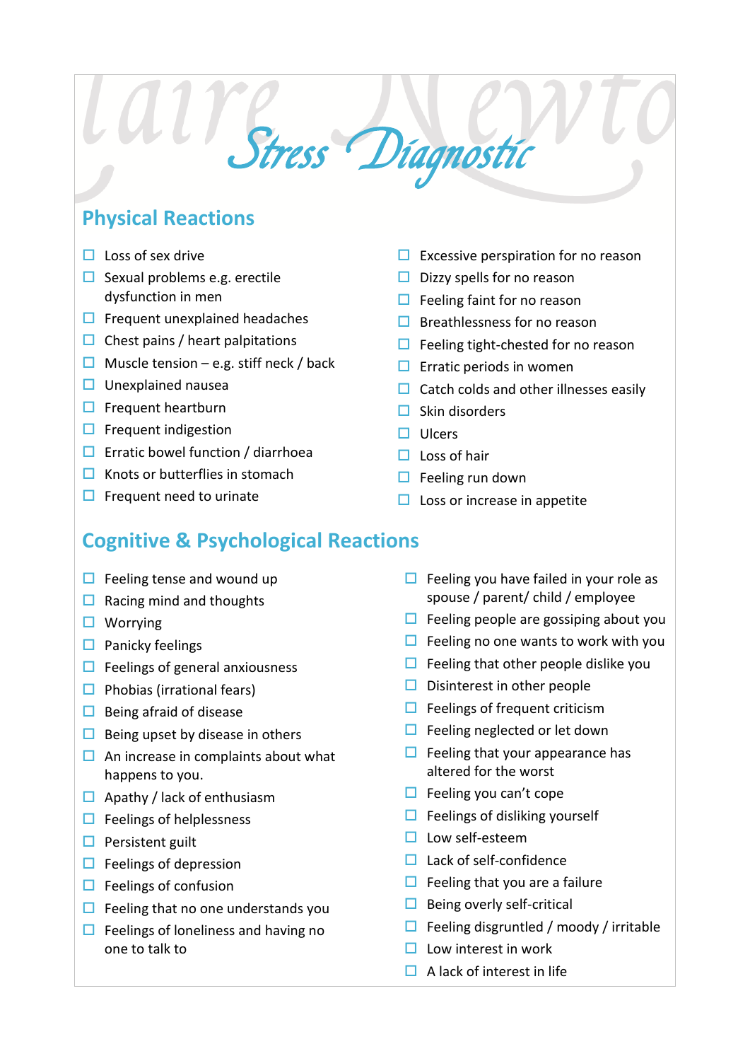# Stress Diagnostic

## Physical Reactions

- ☐ Loss of sex drive
- ☐ Sexual problems e.g. erectile dysfunction in men
- ☐ Frequent unexplained headaches
- ☐ Chest pains / heart palpitations
- ☐ Muscle tension – e.g. stiff neck / back
- ☐ Unexplained nausea
- ☐ Frequent heartburn
- ☐ Frequent indigestion
- ☐ Erratic bowel function / diarrhoea
- ☐ Knots or butterflies in stomach
- ☐ Frequent need to urinate
- ☐ Excessive perspiration for no reason
- ☐ Dizzy spells for no reason
- ☐ Feeling faint for no reason
- ☐ Breathlessness for no reason
- ☐ Feeling tight-chested for no reason
- ☐ Erratic periods in women
- ☐ Catch colds and other illnesses easily
- ☐ Skin disorders
- ☐ Ulcers
- ☐ Loss of hair
- ☐ Feeling run down
- ☐ Loss or increase in appetite

## Cognitive & Psychological Reactions

- ☐ Feeling tense and wound up
- ☐ Racing mind and thoughts
- ☐ Worrying
- ☐ Panicky feelings
- ☐ Feelings of general anxiousness
- ☐ Phobias (irrational fears)
- ☐ Being afraid of disease
- ☐ Being upset by disease in others
- ☐ An increase in complaints about what happens to you.
- ☐ Apathy / lack of enthusiasm
- ☐ Feelings of helplessness
- ☐ Persistent guilt
- ☐ Feelings of depression
- ☐ Feelings of confusion
- ☐ Feeling that no one understands you
- ☐ Feelings of loneliness and having no one to talk to
- ☐ Feeling you have failed in your role as spouse / parent/ child / employee
- ☐ Feeling people are gossiping about you
- ☐ Feeling no one wants to work with you
- ☐ Feeling that other people dislike you
- ☐ Disinterest in other people
- ☐ Feelings of frequent criticism
- ☐ Feeling neglected or let down
- ☐ Feeling that your appearance has altered for the worst
- ☐ Feeling you can't cope
- ☐ Feelings of disliking yourself
- ☐ Low self-esteem
- ☐ Lack of self-confidence
- ☐ Feeling that you are a failure
- ☐ Being overly self-critical
- ☐ Feeling disgruntled / moody / irritable
- ☐ Low interest in work
- ☐ A lack of interest in life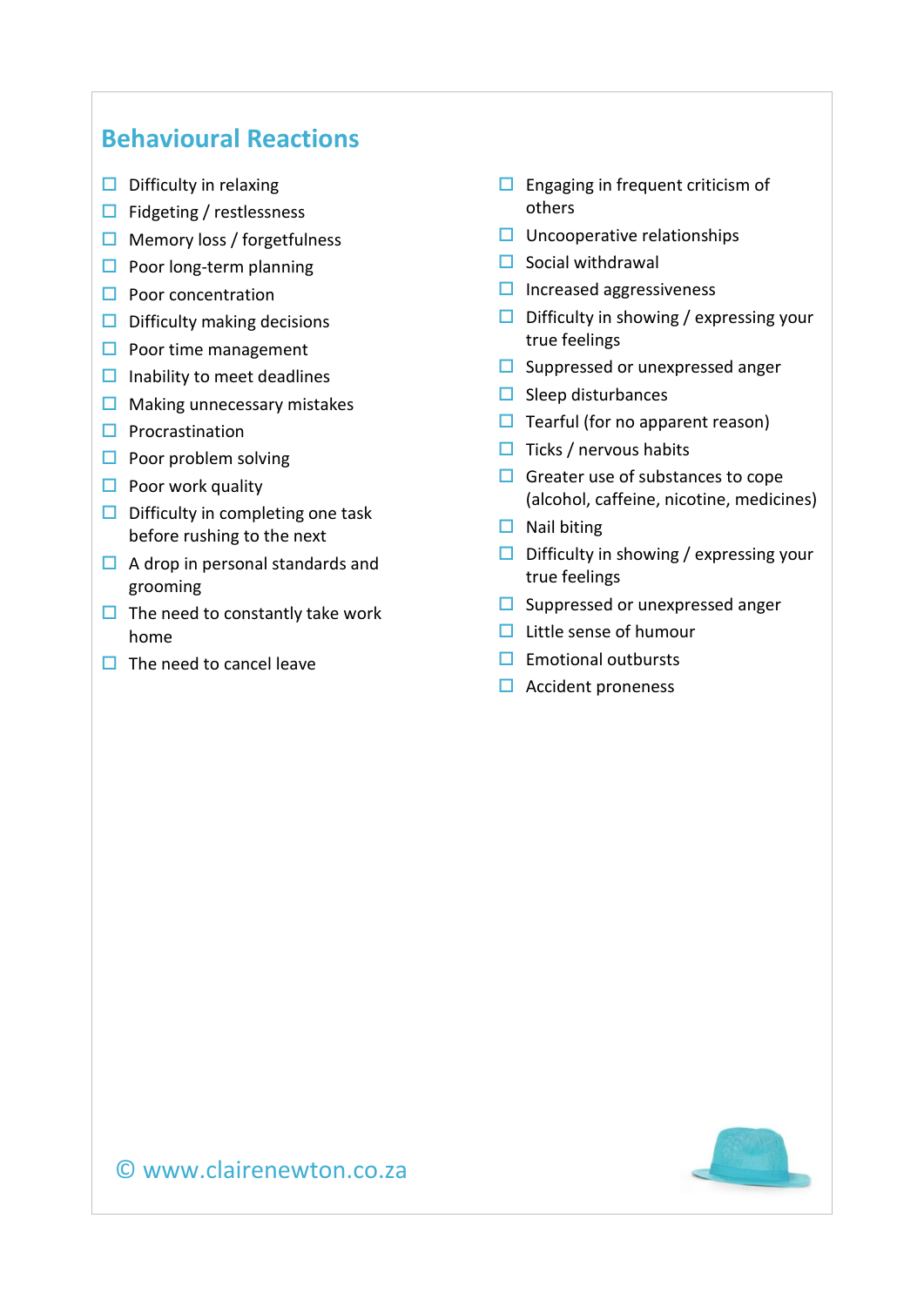## Behavioural Reactions

- ☐ Difficulty in relaxing
- ☐ Fidgeting / restlessness
- ☐ Memory loss / forgetfulness
- ☐ Poor long-term planning
- ☐ Poor concentration
- ☐ Difficulty making decisions
- ☐ Poor time management
- ☐ Inability to meet deadlines
- ☐ Making unnecessary mistakes
- ☐ Procrastination
- ☐ Poor problem solving
- ☐ Poor work quality
- ☐ Difficulty in completing one task before rushing to the next
- ☐ A drop in personal standards and grooming
- ☐ The need to constantly take work home
- ☐ The need to cancel leave
- ☐ Engaging in frequent criticism of others
- ☐ Uncooperative relationships
- ☐ Social withdrawal
- ☐ Increased aggressiveness
- ☐ Difficulty in showing / expressing your true feelings
- ☐ Suppressed or unexpressed anger
- ☐ Sleep disturbances
- ☐ Tearful (for no apparent reason)
- ☐ Ticks / nervous habits
- ☐ Greater use of substances to cope (alcohol, caffeine, nicotine, medicines)
- ☐ Nail biting
- ☐ Difficulty in showing / expressing your true feelings
- ☐ Suppressed or unexpressed anger
- ☐ Little sense of humour
- ☐ Emotional outbursts
- ☐ Accident proneness

© www.clairenewton.co.za